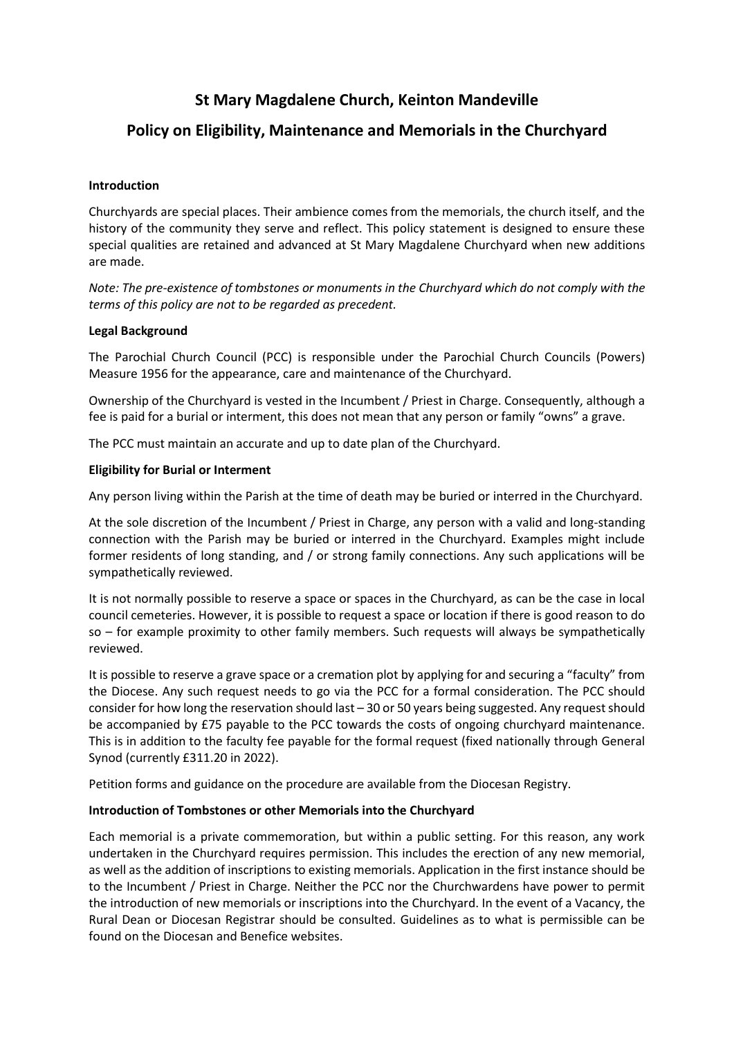# St Mary Magdalene Church, Keinton Mandeville

# Policy on Eligibility, Maintenance and Memorials in the Churchyard

**Introduction**

Churchyards are special places. Their ambience comes from the memorials, the church itself, and the history of the community they serve and reflect. This policy statement is designed to ensure these special qualities are retained and advanced at St Mary Magdalene Churchyard when new additions are made.

*Note: The pre-existence of tombstones or monuments in the Churchyard which do not comply with the terms of this policy are not to be regarded as precedent.*

**Legal Background**

The Parochial Church Council (PCC) is responsible under the Parochial Church Councils (Powers) Measure 1956 for the appearance, care and maintenance of the Churchyard.

Ownership of the Churchyard is vested in the Incumbent / Priest in Charge. Consequently, although a fee is paid for a burial or interment, this does not mean that any person or family "owns" a grave.

The PCC must maintain an accurate and up to date plan of the Churchyard.

**Eligibility for Burial or Interment**

Any person living within the Parish at the time of death may be buried or interred in the Churchyard.

At the sole discretion of the Incumbent / Priest in Charge, any person with a valid and long-standing connection with the Parish may be buried or interred in the Churchyard. Examples might include former residents of long standing, and / or strong family connections. Any such applications will be sympathetically reviewed.

It is not normally possible to reserve a space or spaces in the Churchyard, as can be the case in local council cemeteries. However, it is possible to request a space or location if there is good reason to do so – for example proximity to other family members. Such requests will always be sympathetically reviewed.

It is possible to reserve a grave space or a cremation plot by applying for and securing a "faculty" from the Diocese. Any such request needs to go via the PCC for a formal consideration. The PCC should consider for how long the reservation should last – 30 or 50 years being suggested. Any request should be accompanied by £75 payable to the PCC towards the costs of ongoing churchyard maintenance. This is in addition to the faculty fee payable for the formal request (fixed nationally through General Synod (currently £311.20 in 2022).

Petition forms and guidance on the procedure are available from the Diocesan Registry.

**Introduction of Tombstones or other Memorials into the Churchyard**

Each memorial is a private commemoration, but within a public setting. For this reason, any work undertaken in the Churchyard requires permission. This includes the erection of any new memorial, as well as the addition of inscriptions to existing memorials. Application in the first instance should be to the Incumbent / Priest in Charge. Neither the PCC nor the Churchwardens have power to permit the introduction of new memorials or inscriptions into the Churchyard. In the event of a Vacancy, the Rural Dean or Diocesan Registrar should be consulted. Guidelines as to what is permissible can be found on the Diocesan and Benefice websites.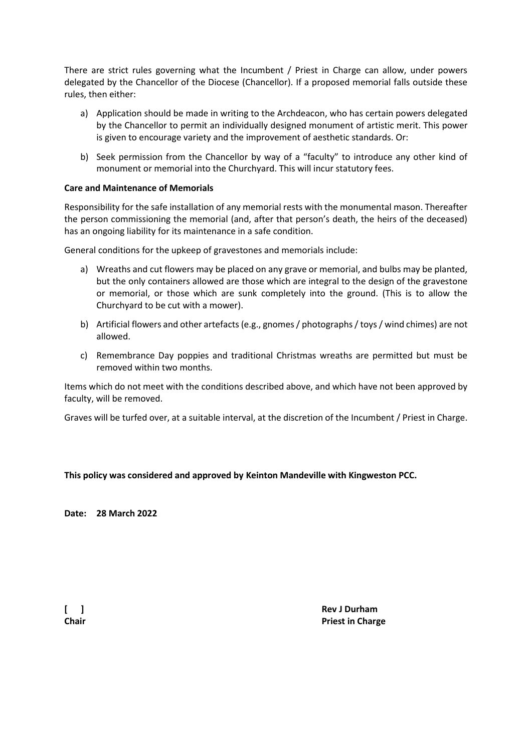There are strict rules governing what the Incumbent / Priest in Charge can allow, under powers delegated by the Chancellor of the Diocese (Chancellor). If a proposed memorial falls outside these rules, then either:

a) Application should be made in writing to the Archdeacon, who has certain powers delegated by the Chancellor to permit an individually designed monument of artistic merit. This power is given to encourage variety and the improvement of aesthetic standards. Or:

b) Seek permission from the Chancellor by way of a "faculty" to introduce any other kind of monument or memorial into the Churchyard. This will incur statutory fees.

**Care and Maintenance of Memorials**

Responsibility for the safe installation of any memorial rests with the monumental mason. Thereafter the person commissioning the memorial (and, after that person's death, the heirs of the deceased) has an ongoing liability for its maintenance in a safe condition.

General conditions for the upkeep of gravestones and memorials include:

a) Wreaths and cut flowers may be placed on any grave or memorial, and bulbs may be planted, but the only containers allowed are those which are integral to the design of the gravestone or memorial, or those which are sunk completely into the ground. (This is to allow the Churchyard to be cut with a mower).

b) Artificial flowers and other artefacts (e.g., gnomes / photographs / toys / wind chimes) are not allowed.

c) Remembrance Day poppies and traditional Christmas wreaths are permitted but must be removed within two months.

Items which do not meet with the conditions described above, and which have not been approved by faculty, will be removed.

Graves will be turfed over, at a suitable interval, at the discretion of the Incumbent / Priest in Charge.

**This policy was considered and approved by Keinton Mandeville with Kingweston PCC.**

**Date: 28 March 2022**

**[ ]**
**Chair**

**Rev J Durham**
**Priest in Charge**